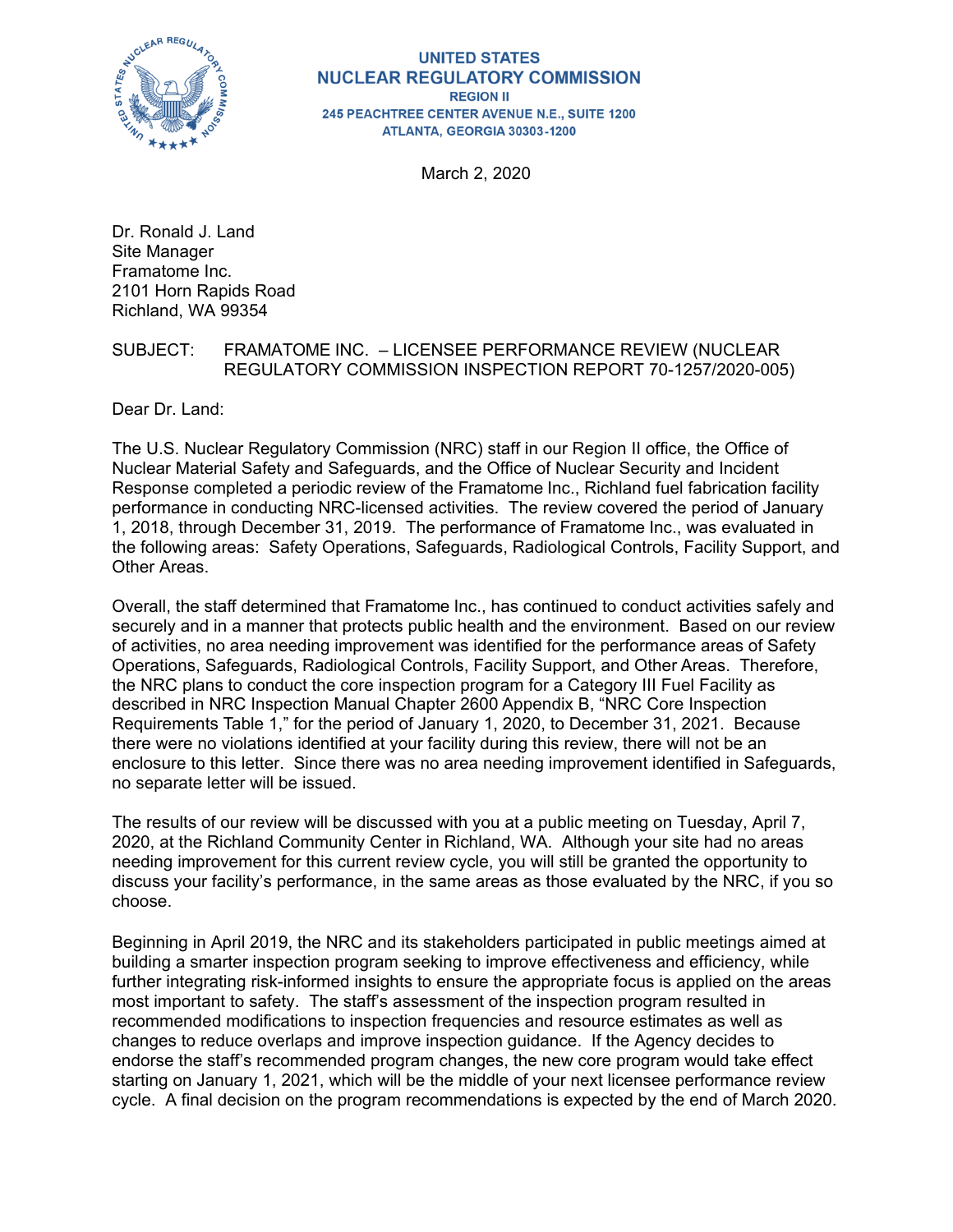**UNITED STATES**
**NUCLEAR REGULATORY COMMISSION**
**REGION II**
**245 PEACHTREE CENTER AVENUE N.E., SUITE 1200**
**ATLANTA, GEORGIA 30303-1200**

March 2, 2020

Dr. Ronald J. Land
Site Manager
Framatome Inc.
2101 Horn Rapids Road
Richland, WA 99354

SUBJECT: FRAMATOME INC. – LICENSEE PERFORMANCE REVIEW (NUCLEAR REGULATORY COMMISSION INSPECTION REPORT 70-1257/2020-005)

Dear Dr. Land:

The U.S. Nuclear Regulatory Commission (NRC) staff in our Region II office, the Office of Nuclear Material Safety and Safeguards, and the Office of Nuclear Security and Incident Response completed a periodic review of the Framatome Inc., Richland fuel fabrication facility performance in conducting NRC-licensed activities. The review covered the period of January 1, 2018, through December 31, 2019. The performance of Framatome Inc., was evaluated in the following areas: Safety Operations, Safeguards, Radiological Controls, Facility Support, and Other Areas.

Overall, the staff determined that Framatome Inc., has continued to conduct activities safely and securely and in a manner that protects public health and the environment. Based on our review of activities, no area needing improvement was identified for the performance areas of Safety Operations, Safeguards, Radiological Controls, Facility Support, and Other Areas. Therefore, the NRC plans to conduct the core inspection program for a Category III Fuel Facility as described in NRC Inspection Manual Chapter 2600 Appendix B, "NRC Core Inspection Requirements Table 1," for the period of January 1, 2020, to December 31, 2021. Because there were no violations identified at your facility during this review, there will not be an enclosure to this letter. Since there was no area needing improvement identified in Safeguards, no separate letter will be issued.

The results of our review will be discussed with you at a public meeting on Tuesday, April 7, 2020, at the Richland Community Center in Richland, WA. Although your site had no areas needing improvement for this current review cycle, you will still be granted the opportunity to discuss your facility's performance, in the same areas as those evaluated by the NRC, if you so choose.

Beginning in April 2019, the NRC and its stakeholders participated in public meetings aimed at building a smarter inspection program seeking to improve effectiveness and efficiency, while further integrating risk-informed insights to ensure the appropriate focus is applied on the areas most important to safety. The staff's assessment of the inspection program resulted in recommended modifications to inspection frequencies and resource estimates as well as changes to reduce overlaps and improve inspection guidance. If the Agency decides to endorse the staff's recommended program changes, the new core program would take effect starting on January 1, 2021, which will be the middle of your next licensee performance review cycle. A final decision on the program recommendations is expected by the end of March 2020.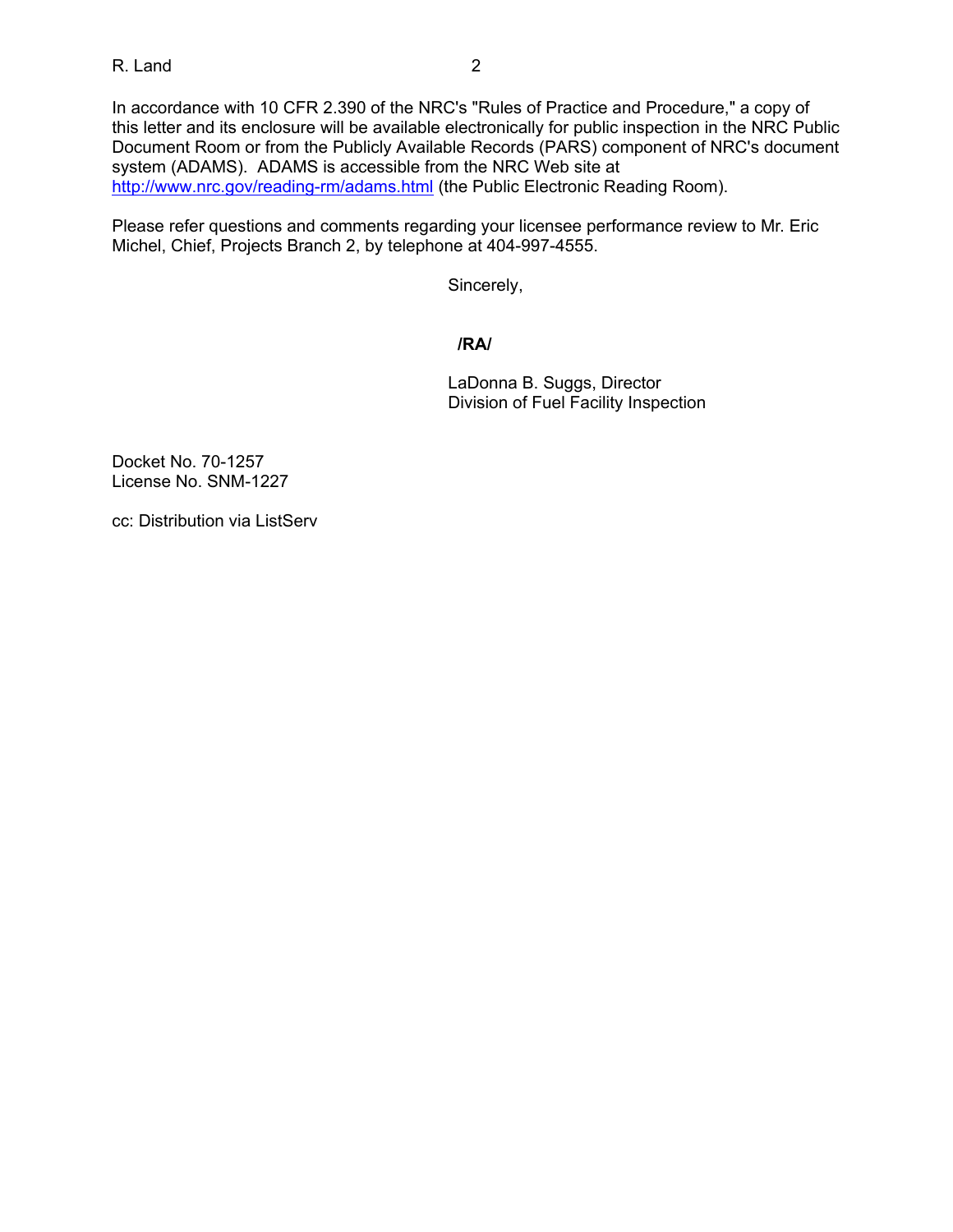In accordance with 10 CFR 2.390 of the NRC's "Rules of Practice and Procedure," a copy of this letter and its enclosure will be available electronically for public inspection in the NRC Public Document Room or from the Publicly Available Records (PARS) component of NRC's document system (ADAMS). ADAMS is accessible from the NRC Web site at http://www.nrc.gov/reading-rm/adams.html (the Public Electronic Reading Room).

Please refer questions and comments regarding your licensee performance review to Mr. Eric Michel, Chief, Projects Branch 2, by telephone at 404-997-4555.

Sincerely,

**/RA/**

LaDonna B. Suggs, Director
Division of Fuel Facility Inspection

Docket No. 70-1257
License No. SNM-1227

cc: Distribution via ListServ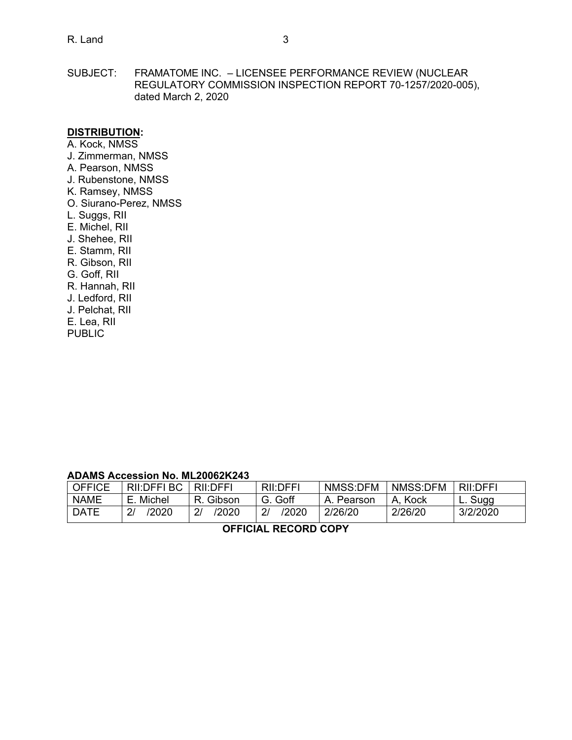SUBJECT: FRAMATOME INC. – LICENSEE PERFORMANCE REVIEW (NUCLEAR REGULATORY COMMISSION INSPECTION REPORT 70-1257/2020-005), dated March 2, 2020

**DISTRIBUTION:**

A. Kock, NMSS
J. Zimmerman, NMSS
A. Pearson, NMSS
J. Rubenstone, NMSS
K. Ramsey, NMSS
O. Siurano-Perez, NMSS
L. Suggs, RII
E. Michel, RII
J. Shehee, RII
E. Stamm, RII
R. Gibson, RII
G. Goff, RII
R. Hannah, RII
J. Ledford, RII
J. Pelchat, RII
E. Lea, RII
PUBLIC

**ADAMS Accession No. ML20062K243**

| OFFICE | RII:DFFI BC | RII:DFFI | RII:DFFI | NMSS:DFM | NMSS:DFM | RII:DFFI |
|---|---|---|---|---|---|---|
| NAME | E. Michel | R. Gibson | G. Goff | A. Pearson | A, Kock | L. Sugg |
| DATE | 2/ /2020 | 2/ /2020 | 2/ /2020 | 2/26/20 | 2/26/20 | 3/2/2020 |

**OFFICIAL RECORD COPY**